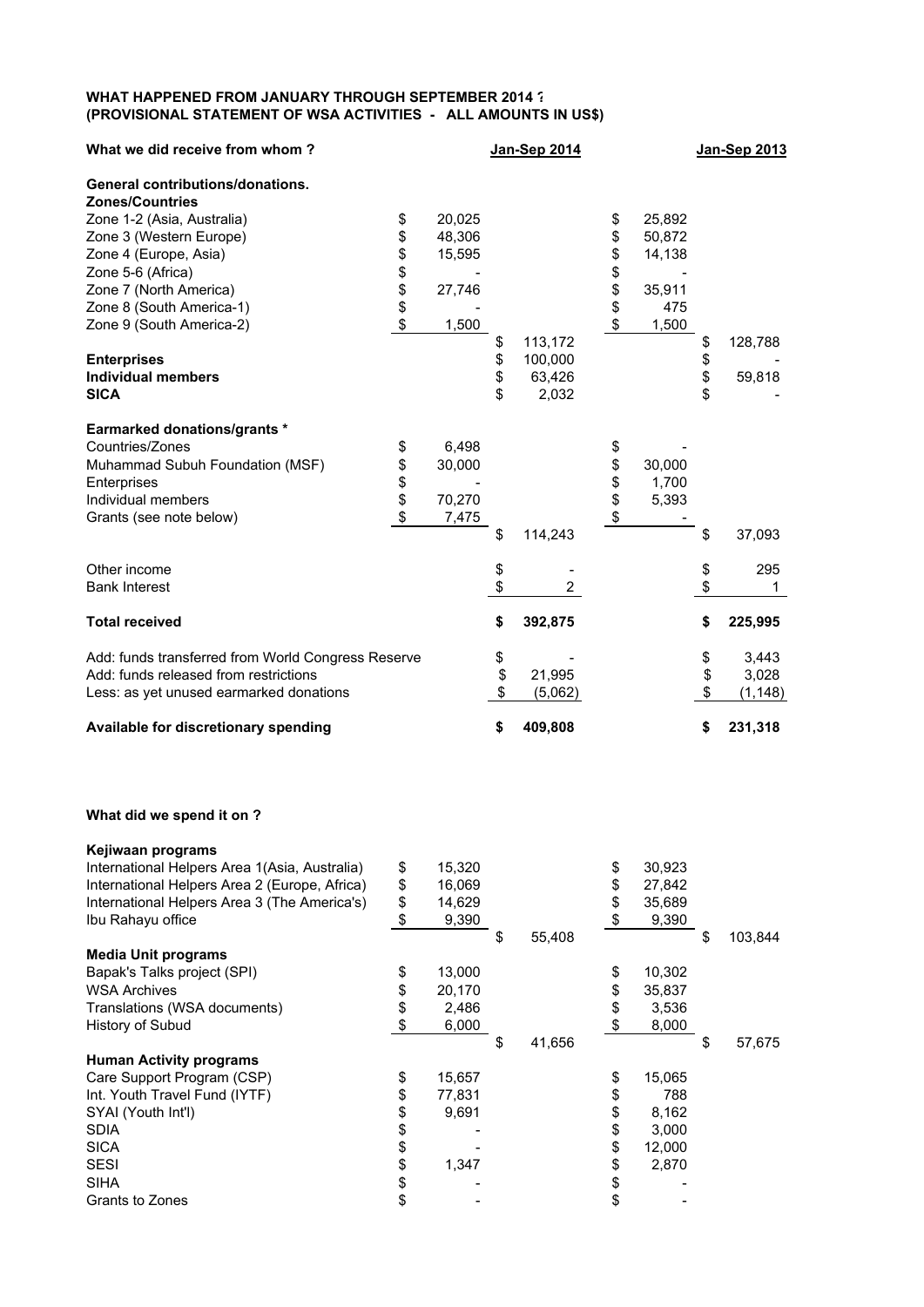**WHAT HAPPENED FROM JANUARY THROUGH SEPTEMBER 2014 ?**
**(PROVISIONAL STATEMENT OF WSA ACTIVITIES - ALL AMOUNTS IN US$)**

| What we did receive from whom ? | | Jan-Sep 2014 | | Jan-Sep 2013 |
|---|---|---|---|---|
| **General contributions/donations.** | | | | |
| **Zones/Countries** | | | | |
| Zone 1-2 (Asia, Australia) | $ 20,025 | | $ 25,892 | |
| Zone 3 (Western Europe) | $ 48,306 | | $ 50,872 | |
| Zone 4 (Europe, Asia) | $ 15,595 | | $ 14,138 | |
| Zone 5-6 (Africa) | $ - | | $ - | |
| Zone 7 (North America) | $ 27,746 | | $ 35,911 | |
| Zone 8 (South America-1) | $ - | | $ 475 | |
| Zone 9 (South America-2) | $ 1,500 | | $ 1,500 | |
| | | $ 113,172 | | $ 128,788 |
| **Enterprises** | | $ 100,000 | | $ - |
| **Individual members** | | $ 63,426 | | $ 59,818 |
| **SICA** | | $ 2,032 | | $ - |
| **Earmarked donations/grants \*** | | | | |
| Countries/Zones | $ 6,498 | | $ - | |
| Muhammad Subuh Foundation (MSF) | $ 30,000 | | $ 30,000 | |
| Enterprises | $ - | | $ 1,700 | |
| Individual members | $ 70,270 | | $ 5,393 | |
| Grants (see note below) | $ 7,475 | | $ - | |
| | | $ 114,243 | | $ 37,093 |
| Other income | | $ - | | $ 295 |
| Bank Interest | | $ 2 | | $ 1 |
| **Total received** | | **$ 392,875** | | **$ 225,995** |
| Add: funds transferred from World Congress Reserve | | $ - | | $ 3,443 |
| Add: funds released from restrictions | | $ 21,995 | | $ 3,028 |
| Less: as yet unused earmarked donations | | $ (5,062) | | $ (1,148) |
| **Available for discretionary spending** | | **$ 409,808** | | **$ 231,318** |

**What did we spend it on ?**

| | | | | |
|---|---|---|---|---|
| **Kejiwaan programs** | | | | |
| International Helpers Area 1(Asia, Australia) | $ 15,320 | | $ 30,923 | |
| International Helpers Area 2 (Europe, Africa) | $ 16,069 | | $ 27,842 | |
| International Helpers Area 3 (The America's) | $ 14,629 | | $ 35,689 | |
| Ibu Rahayu office | $ 9,390 | | $ 9,390 | |
| | | $ 55,408 | | $ 103,844 |
| **Media Unit programs** | | | | |
| Bapak's Talks project (SPI) | $ 13,000 | | $ 10,302 | |
| WSA Archives | $ 20,170 | | $ 35,837 | |
| Translations (WSA documents) | $ 2,486 | | $ 3,536 | |
| History of Subud | $ 6,000 | | $ 8,000 | |
| | | $ 41,656 | | $ 57,675 |
| **Human Activity programs** | | | | |
| Care Support Program (CSP) | $ 15,657 | | $ 15,065 | |
| Int. Youth Travel Fund (IYTF) | $ 77,831 | | $ 788 | |
| SYAI (Youth Int'l) | $ 9,691 | | $ 8,162 | |
| SDIA | $ - | | $ 3,000 | |
| SICA | $ - | | $ 12,000 | |
| SESI | $ 1,347 | | $ 2,870 | |
| SIHA | $ - | | $ - | |
| Grants to Zones | $ - | | $ - | |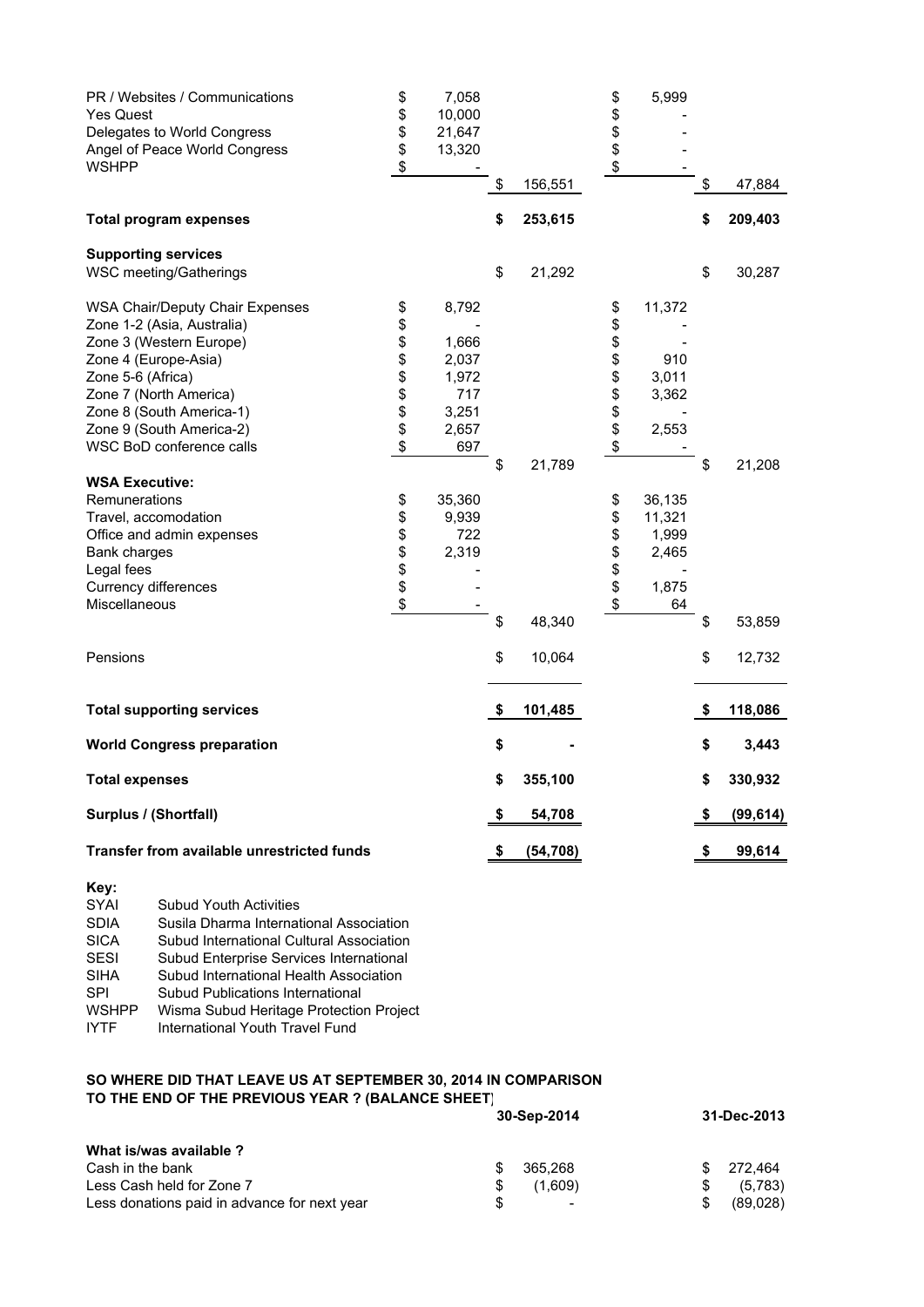| | | | | |
|---|---|---|---|---|
| PR / Websites / Communications | $ 7,058 | | $ 5,999 | |
| Yes Quest | $ 10,000 | | $ - | |
| Delegates to World Congress | $ 21,647 | | $ - | |
| Angel of Peace World Congress | $ 13,320 | | $ - | |
| WSHPP | $ - | $ 156,551 | $ - | $ 47,884 |
| **Total program expenses** | | **$ 253,615** | | **$ 209,403** |
| **Supporting services** | | | | |
| WSC meeting/Gatherings | | $ 21,292 | | $ 30,287 |
| WSA Chair/Deputy Chair Expenses | $ 8,792 | | $ 11,372 | |
| Zone 1-2 (Asia, Australia) | $ - | | $ - | |
| Zone 3 (Western Europe) | $ 1,666 | | $ - | |
| Zone 4 (Europe-Asia) | $ 2,037 | | $ 910 | |
| Zone 5-6 (Africa) | $ 1,972 | | $ 3,011 | |
| Zone 7 (North America) | $ 717 | | $ 3,362 | |
| Zone 8 (South America-1) | $ 3,251 | | $ - | |
| Zone 9 (South America-2) | $ 2,657 | | $ 2,553 | |
| WSC BoD conference calls | $ 697 | $ 21,789 | $ - | $ 21,208 |
| **WSA Executive:** | | | | |
| Remunerations | $ 35,360 | | $ 36,135 | |
| Travel, accomodation | $ 9,939 | | $ 11,321 | |
| Office and admin expenses | $ 722 | | $ 1,999 | |
| Bank charges | $ 2,319 | | $ 2,465 | |
| Legal fees | $ - | | $ - | |
| Currency differences | $ - | | $ 1,875 | |
| Miscellaneous | $ - | $ 48,340 | $ 64 | $ 53,859 |
| Pensions | | $ 10,064 | | $ 12,732 |
| **Total supporting services** | | **$ 101,485** | | **$ 118,086** |
| **World Congress preparation** | | **$ -** | | **$ 3,443** |
| **Total expenses** | | **$ 355,100** | | **$ 330,932** |
| **Surplus / (Shortfall)** | | **$ 54,708** | | **$ (99,614)** |
| **Transfer from available unrestricted funds** | | **$ (54,708)** | | **$ 99,614** |

**Key:**

| | |
|---|---|
| SYAI | Subud Youth Activities |
| SDIA | Susila Dharma International Association |
| SICA | Subud International Cultural Association |
| SESI | Subud Enterprise Services International |
| SIHA | Subud International Health Association |
| SPI | Subud Publications International |
| WSHPP | Wisma Subud Heritage Protection Project |
| IYTF | International Youth Travel Fund |

**SO WHERE DID THAT LEAVE US AT SEPTEMBER 30, 2014 IN COMPARISON TO THE END OF THE PREVIOUS YEAR ? (BALANCE SHEET)**

| | 30-Sep-2014 | 31-Dec-2013 |
|---|---|---|
| **What is/was available ?** | | |
| Cash in the bank | $ 365,268 | $ 272,464 |
| Less Cash held for Zone 7 | $ (1,609) | $ (5,783) |
| Less donations paid in advance for next year | $ - | $ (89,028) |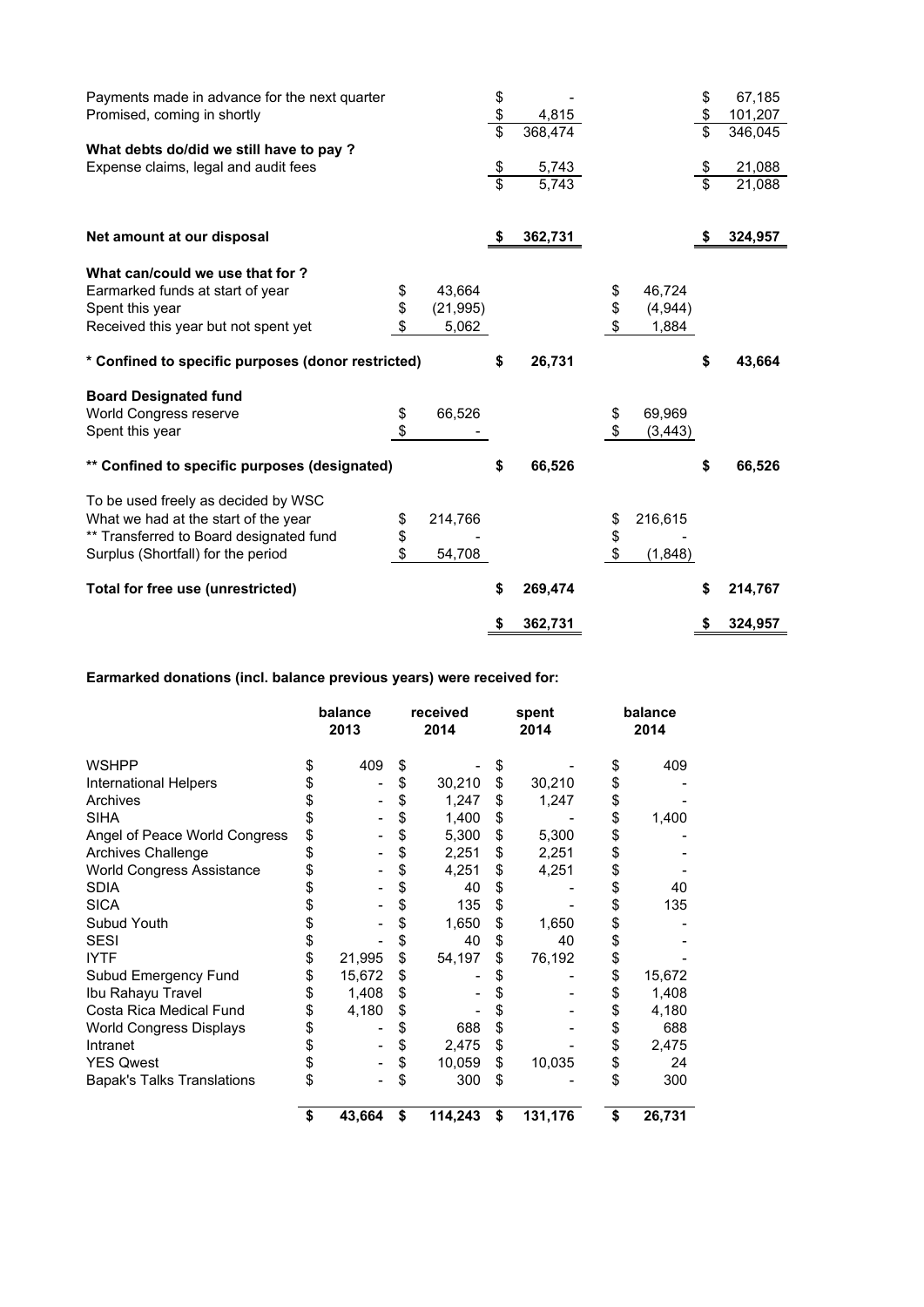| | | | | |
|---|---|---|---|---|
| Payments made in advance for the next quarter | | $ - | | $ 67,185 |
| Promised, coming in shortly | | $ 4,815 | | $ 101,207 |
| | | $ 368,474 | | $ 346,045 |
| **What debts do/did we still have to pay ?** | | | | |
| Expense claims, legal and audit fees | | $ 5,743 | | $ 21,088 |
| | | $ 5,743 | | $ 21,088 |
| **Net amount at our disposal** | | **$ 362,731** | | **$ 324,957** |
| **What can/could we use that for ?** | | | | |
| Earmarked funds at start of year | $ 43,664 | | $ 46,724 | |
| Spent this year | $ (21,995) | | $ (4,944) | |
| Received this year but not spent yet | $ 5,062 | | $ 1,884 | |
| **\* Confined to specific purposes (donor restricted)** | | **$ 26,731** | | **$ 43,664** |
| **Board Designated fund** | | | | |
| World Congress reserve | $ 66,526 | | $ 69,969 | |
| Spent this year | $ - | | $ (3,443) | |
| **\*\* Confined to specific purposes (designated)** | | **$ 66,526** | | **$ 66,526** |
| To be used freely as decided by WSC | | | | |
| What we had at the start of the year | $ 214,766 | | $ 216,615 | |
| \*\* Transferred to Board designated fund | $ - | | $ - | |
| Surplus (Shortfall) for the period | $ 54,708 | | $ (1,848) | |
| **Total for free use (unrestricted)** | | **$ 269,474** | | **$ 214,767** |
| | | **$ 362,731** | | **$ 324,957** |

**Earmarked donations (incl. balance previous years) were received for:**

| | balance 2013 | received 2014 | spent 2014 | balance 2014 |
|---|---|---|---|---|
| WSHPP | $ 409 | $ - | $ - | $ 409 |
| International Helpers | $ - | $ 30,210 | $ 30,210 | $ - |
| Archives | $ - | $ 1,247 | $ 1,247 | $ - |
| SIHA | $ - | $ 1,400 | $ - | $ 1,400 |
| Angel of Peace World Congress | $ - | $ 5,300 | $ 5,300 | $ - |
| Archives Challenge | $ - | $ 2,251 | $ 2,251 | $ - |
| World Congress Assistance | $ - | $ 4,251 | $ 4,251 | $ - |
| SDIA | $ - | $ 40 | $ - | $ 40 |
| SICA | $ - | $ 135 | $ - | $ 135 |
| Subud Youth | $ - | $ 1,650 | $ 1,650 | $ - |
| SESI | $ - | $ 40 | $ 40 | $ - |
| IYTF | $ 21,995 | $ 54,197 | $ 76,192 | $ - |
| Subud Emergency Fund | $ 15,672 | $ - | $ - | $ 15,672 |
| Ibu Rahayu Travel | $ 1,408 | $ - | $ - | $ 1,408 |
| Costa Rica Medical Fund | $ 4,180 | $ - | $ - | $ 4,180 |
| World Congress Displays | $ - | $ 688 | $ - | $ 688 |
| Intranet | $ - | $ 2,475 | $ - | $ 2,475 |
| YES Qwest | $ - | $ 10,059 | $ 10,035 | $ 24 |
| Bapak's Talks Translations | $ - | $ 300 | $ - | $ 300 |
| | **$ 43,664** | **$ 114,243** | **$ 131,176** | **$ 26,731** |